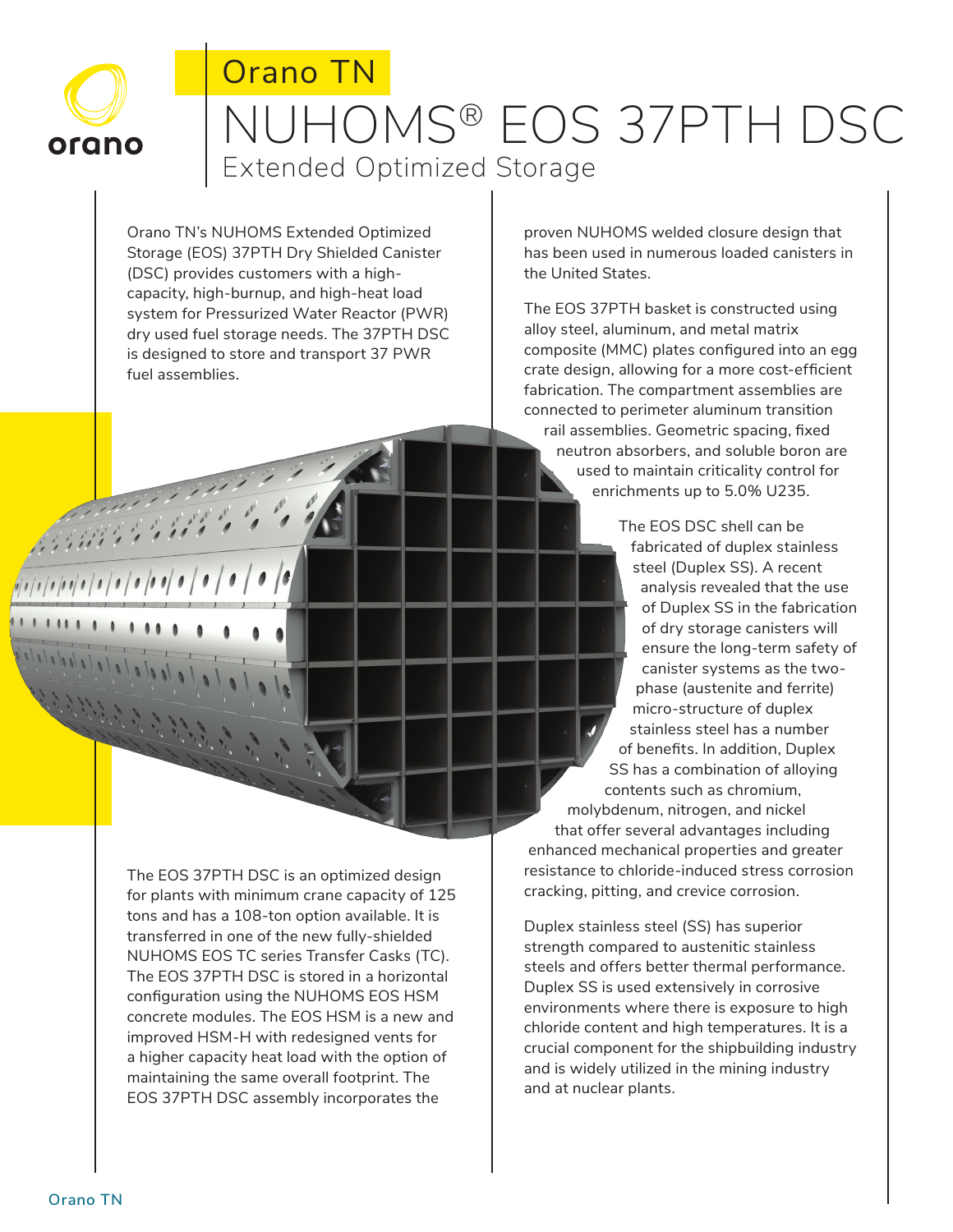# Orano TN

# NUHOMS® EOS 37PTH DSC

## Extended Optimized Storage

Orano TN's NUHOMS Extended Optimized Storage (EOS) 37PTH Dry Shielded Canister (DSC) provides customers with a high-capacity, high-burnup, and high-heat load system for Pressurized Water Reactor (PWR) dry used fuel storage needs. The 37PTH DSC is designed to store and transport 37 PWR fuel assemblies.

The EOS 37PTH DSC is an optimized design for plants with minimum crane capacity of 125 tons and has a 108-ton option available. It is transferred in one of the new fully-shielded NUHOMS EOS TC series Transfer Casks (TC). The EOS 37PTH DSC is stored in a horizontal configuration using the NUHOMS EOS HSM concrete modules. The EOS HSM is a new and improved HSM-H with redesigned vents for a higher capacity heat load with the option of maintaining the same overall footprint. The EOS 37PTH DSC assembly incorporates the proven NUHOMS welded closure design that has been used in numerous loaded canisters in the United States.

The EOS 37PTH basket is constructed using alloy steel, aluminum, and metal matrix composite (MMC) plates configured into an egg crate design, allowing for a more cost-efficient fabrication. The compartment assemblies are connected to perimeter aluminum transition rail assemblies. Geometric spacing, fixed neutron absorbers, and soluble boron are used to maintain criticality control for enrichments up to 5.0% U235.

The EOS DSC shell can be fabricated of duplex stainless steel (Duplex SS). A recent analysis revealed that the use of Duplex SS in the fabrication of dry storage canisters will ensure the long-term safety of canister systems as the two-phase (austenite and ferrite) micro-structure of duplex stainless steel has a number of benefits. In addition, Duplex SS has a combination of alloying contents such as chromium, molybdenum, nitrogen, and nickel that offer several advantages including enhanced mechanical properties and greater resistance to chloride-induced stress corrosion cracking, pitting, and crevice corrosion.

Duplex stainless steel (SS) has superior strength compared to austenitic stainless steels and offers better thermal performance. Duplex SS is used extensively in corrosive environments where there is exposure to high chloride content and high temperatures. It is a crucial component for the shipbuilding industry and is widely utilized in the mining industry and at nuclear plants.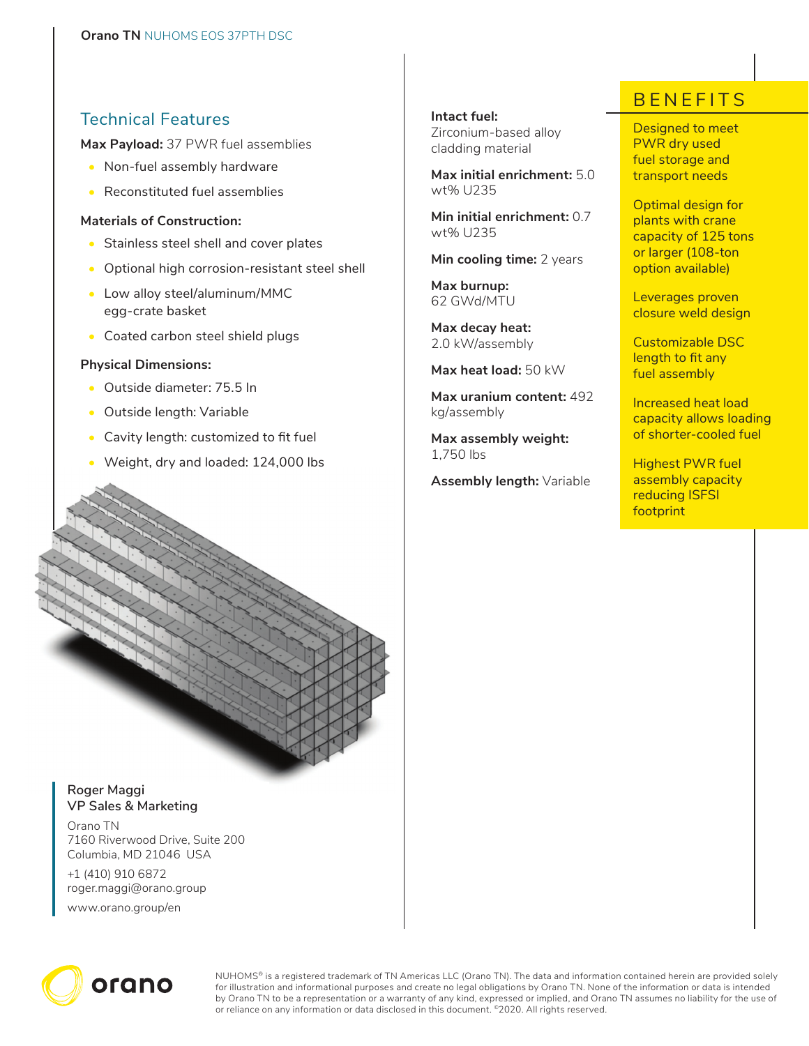## Technical Features

**Max Payload:** 37 PWR fuel assemblies

- Non-fuel assembly hardware
- Reconstituted fuel assemblies

**Materials of Construction:**

- Stainless steel shell and cover plates
- Optional high corrosion-resistant steel shell
- Low alloy steel/aluminum/MMC egg-crate basket
- Coated carbon steel shield plugs

**Physical Dimensions:**

- Outside diameter: 75.5 In
- Outside length: Variable
- Cavity length: customized to fit fuel
- Weight, dry and loaded: 124,000 lbs

**Intact fuel:** Zirconium-based alloy cladding material

**Max initial enrichment:** 5.0 wt% U235

**Min initial enrichment:** 0.7 wt% U235

**Min cooling time:** 2 years

**Max burnup:** 62 GWd/MTU

**Max decay heat:** 2.0 kW/assembly

**Max heat load:** 50 kW

**Max uranium content:** 492 kg/assembly

**Max assembly weight:** 1,750 lbs

**Assembly length:** Variable

## BENEFITS

Designed to meet PWR dry used fuel storage and transport needs

Optimal design for plants with crane capacity of 125 tons or larger (108-ton option available)

Leverages proven closure weld design

Customizable DSC length to fit any fuel assembly

Increased heat load capacity allows loading of shorter-cooled fuel

Highest PWR fuel assembly capacity reducing ISFSI footprint

Roger Maggi
VP Sales & Marketing

Orano TN
7160 Riverwood Drive, Suite 200
Columbia, MD 21046 USA

+1 (410) 910 6872
roger.maggi@orano.group

www.orano.group/en

orano

NUHOMS® is a registered trademark of TN Americas LLC (Orano TN). The data and information contained herein are provided solely for illustration and informational purposes and create no legal obligations by Orano TN. None of the information or data is intended by Orano TN to be a representation or a warranty of any kind, expressed or implied, and Orano TN assumes no liability for the use of or reliance on any information or data disclosed in this document. ©2020. All rights reserved.